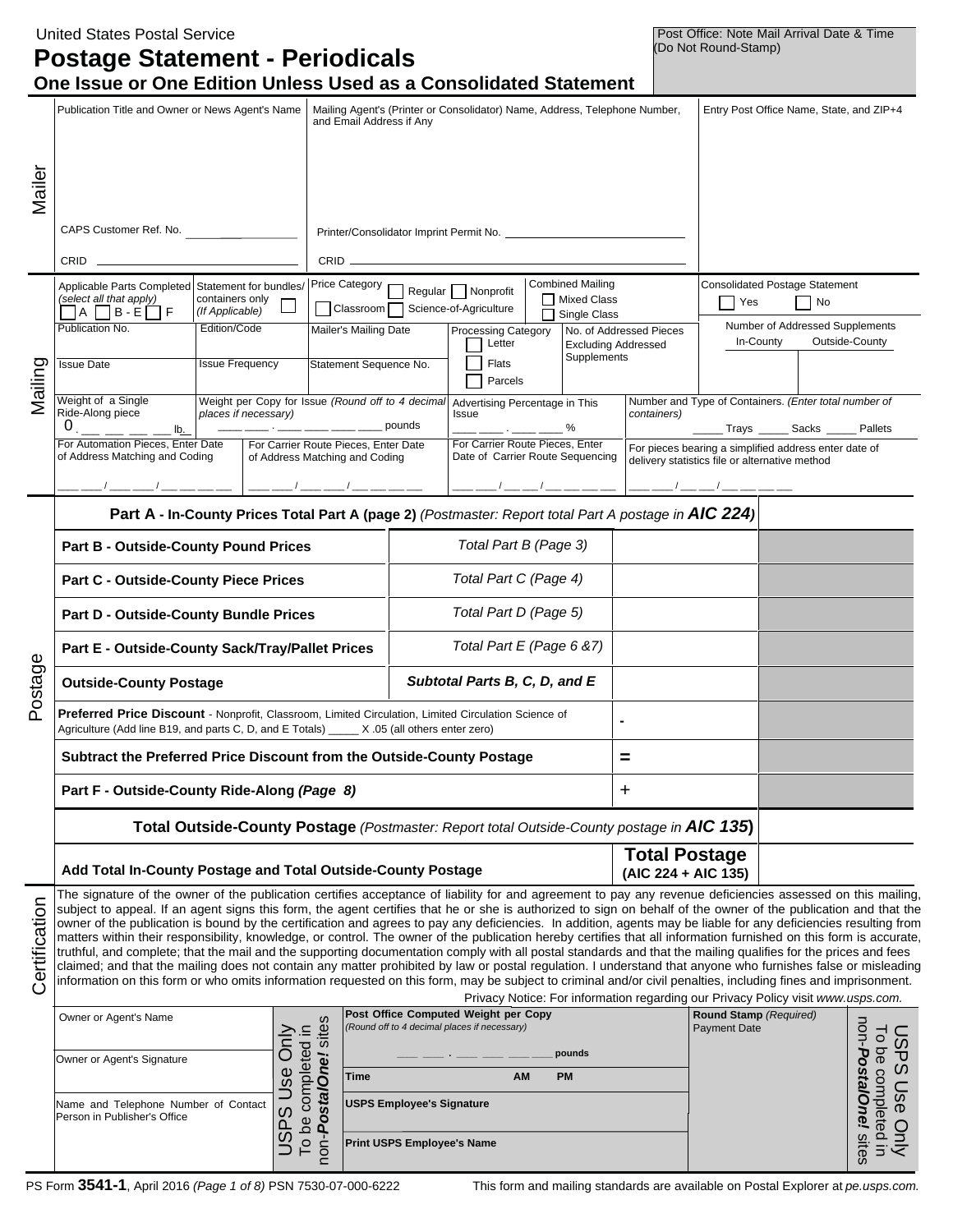United States Postal Service

# Postage Statement - Periodicals

## One Issue or One Edition Unless Used as a Consolidated Statement

Post Office: Note Mail Arrival Date & Time (Do Not Round-Stamp)

### Mailer

| Publication Title and Owner or News Agent's Name | Mailing Agent's (Printer or Consolidator) Name, Address, Telephone Number, and Email Address if Any | Entry Post Office Name, State, and ZIP+4 |
|---|---|---|
| CAPS Customer Ref. No. ______ | Printer/Consolidator Imprint Permit No. ______ | |
| CRID ______ | CRID ______ | |

### Mailing

- Applicable Parts Completed *(select all that apply)* ☐ A ☐ B - E ☐ F
- Statement for bundles/ containers only *(If Applicable)* ☐
- Price Category ☐ Regular ☐ Nonprofit ☐ Classroom ☐ Science-of-Agriculture
- Combined Mailing ☐ Mixed Class ☐ Single Class
- Consolidated Postage Statement ☐ Yes ☐ No
- Publication No.
- Edition/Code
- Mailer's Mailing Date
- Processing Category ☐ Letter ☐ Flats ☐ Parcels
- No. of Addressed Pieces Excluding Addressed Supplements
- Number of Addressed Supplements: In-County / Outside-County
- Issue Date
- Issue Frequency
- Statement Sequence No.
- Weight of a Single Ride-Along piece 0 . ___ ___ ___ ___ lb.
- Weight per Copy for Issue *(Round off to 4 decimal places if necessary)* ___ ___ . ___ ___ ___ ___ pounds
- Advertising Percentage in This Issue ___ ___ . ___ ___ %
- Number and Type of Containers. *(Enter total number of containers)* _____ Trays _____ Sacks _____ Pallets
- For Automation Pieces, Enter Date of Address Matching and Coding ___/___/_____
- For Carrier Route Pieces, Enter Date of Address Matching and Coding ___/___/_____
- For Carrier Route Pieces, Enter Date of Carrier Route Sequencing ___/___/_____
- For pieces bearing a simplified address enter date of delivery statistics file or alternative method ___/___/_____

### Postage

| | | | |
|---|---|---|---|
| **Part A - In-County Prices Total Part A (page 2)** *(Postmaster: Report total Part A postage in* ***AIC 224****)* | | | |
| **Part B - Outside-County Pound Prices** | *Total Part B (Page 3)* | | |
| **Part C - Outside-County Piece Prices** | *Total Part C (Page 4)* | | |
| **Part D - Outside-County Bundle Prices** | *Total Part D (Page 5)* | | |
| **Part E - Outside-County Sack/Tray/Pallet Prices** | *Total Part E (Page 6 &7)* | | |
| **Outside-County Postage** | ***Subtotal Parts B, C, D, and E*** | | |
| **Preferred Price Discount** - Nonprofit, Classroom, Limited Circulation, Limited Circulation Science of Agriculture (Add line B19, and parts C, D, and E Totals) _____ X .05 (all others enter zero) | | - | |
| **Subtract the Preferred Price Discount from the Outside-County Postage** | | = | |
| **Part F - Outside-County Ride-Along *(Page 8)*** | | + | |
| **Total Outside-County Postage** *(Postmaster: Report total Outside-County postage in* ***AIC 135****)* | | | |
| **Add Total In-County Postage and Total Outside-County Postage** | | **Total Postage (AIC 224 + AIC 135)** | |

### Certification

The signature of the owner of the publication certifies acceptance of liability for and agreement to pay any revenue deficiencies assessed on this mailing, subject to appeal. If an agent signs this form, the agent certifies that he or she is authorized to sign on behalf of the owner of the publication and that the owner of the publication is bound by the certification and agrees to pay any deficiencies. In addition, agents may be liable for any deficiencies resulting from matters within their responsibility, knowledge, or control. The owner of the publication hereby certifies that all information furnished on this form is accurate, truthful, and complete; that the mail and the supporting documentation comply with all postal standards and that the mailing qualifies for the prices and fees claimed; and that the mailing does not contain any matter prohibited by law or postal regulation. I understand that anyone who furnishes false or misleading information on this form or who omits information requested on this form, may be subject to criminal and/or civil penalties, including fines and imprisonment.

Privacy Notice: For information regarding our Privacy Policy visit *www.usps.com.*

| | USPS Use Only To be completed in non-*PostalOne!* sites | | USPS Use Only To be completed in non-*PostalOne!* sites |
|---|---|---|---|
| Owner or Agent's Name | | **Post Office Computed Weight per Copy** *(Round off to 4 decimal places if necessary)* ___ ___ . ___ ___ ___ ___ pounds | **Round Stamp** *(Required)* Payment Date |
| Owner or Agent's Signature | | **Time** AM PM | |
| Name and Telephone Number of Contact Person in Publisher's Office | | **USPS Employee's Signature** | |
| | | **Print USPS Employee's Name** | |

PS Form **3541-1**, April 2016 *(Page 1 of 8)* PSN 7530-07-000-6222 — This form and mailing standards are available on Postal Explorer at *pe.usps.com.*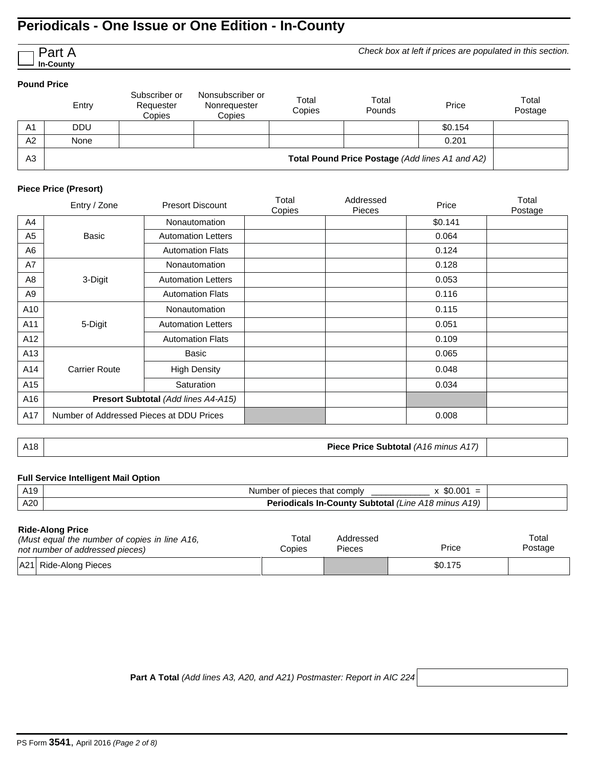# Periodicals - One Issue or One Edition - In-County

☐ Part A
**In-County**

*Check box at left if prices are populated in this section.*

**Pound Price**

| | Entry | Subscriber or Requester Copies | Nonsubscriber or Nonrequester Copies | Total Copies | Total Pounds | Price | Total Postage |
|---|---|---|---|---|---|---|---|
| A1 | DDU | | | | | $0.154 | |
| A2 | None | | | | | 0.201 | |
| A3 | **Total Pound Price Postage** *(Add lines A1 and A2)* | | | | | | |

**Piece Price (Presort)**

| | Entry / Zone | Presort Discount | Total Copies | Addressed Pieces | Price | Total Postage |
|---|---|---|---|---|---|---|
| A4 | Basic | Nonautomation | | | $0.141 | |
| A5 | Basic | Automation Letters | | | 0.064 | |
| A6 | Basic | Automation Flats | | | 0.124 | |
| A7 | 3-Digit | Nonautomation | | | 0.128 | |
| A8 | 3-Digit | Automation Letters | | | 0.053 | |
| A9 | 3-Digit | Automation Flats | | | 0.116 | |
| A10 | 5-Digit | Nonautomation | | | 0.115 | |
| A11 | 5-Digit | Automation Letters | | | 0.051 | |
| A12 | 5-Digit | Automation Flats | | | 0.109 | |
| A13 | Carrier Route | Basic | | | 0.065 | |
| A14 | Carrier Route | High Density | | | 0.048 | |
| A15 | Carrier Route | Saturation | | | 0.034 | |
| A16 | **Presort Subtotal** *(Add lines A4-A15)* | | | | | |
| A17 | Number of Addressed Pieces at DDU Prices | | | | 0.008 | |

| | | |
|---|---|---|
| A18 | **Piece Price Subtotal** *(A16 minus A17)* | |

**Full Service Intelligent Mail Option**

| | | |
|---|---|---|
| A19 | Number of pieces that comply ____________ x $0.001 = | |
| A20 | **Periodicals In-County Subtotal** *(Line A18 minus A19)* | |

**Ride-Along Price**
*(Must equal the number of copies in line A16, not number of addressed pieces)*

| | | Total Copies | Addressed Pieces | Price | Total Postage |
|---|---|---|---|---|---|
| A21 | Ride-Along Pieces | | | $0.175 | |

**Part A Total** *(Add lines A3, A20, and A21) Postmaster: Report in AIC 224* ____________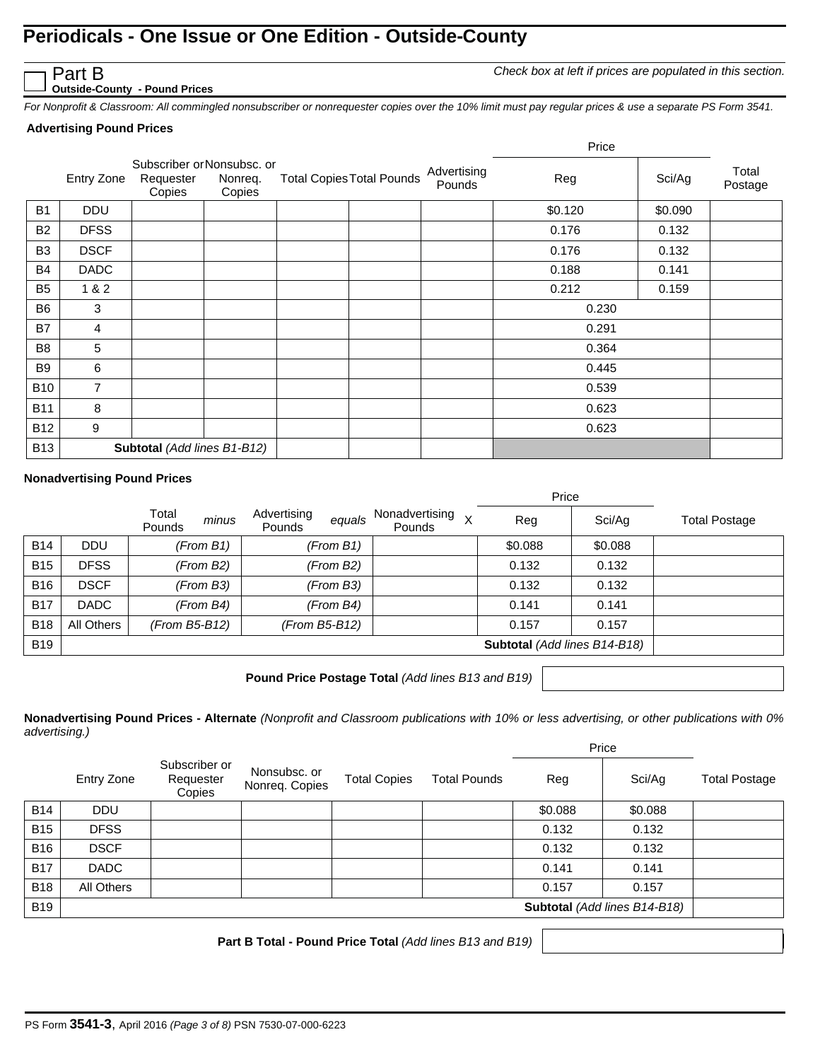# Periodicals - One Issue or One Edition - Outside-County

☐ Part B
**Outside-County - Pound Prices**

*Check box at left if prices are populated in this section.*

*For Nonprofit & Classroom: All commingled nonsubscriber or nonrequester copies over the 10% limit must pay regular prices & use a separate PS Form 3541.*

**Advertising Pound Prices**

| | Entry Zone | Subscriber or Requester Copies | Nonsubsc. or Nonreq. Copies | Total Copies | Total Pounds | Advertising Pounds | Price Reg | Price Sci/Ag | Total Postage |
|---|---|---|---|---|---|---|---|---|---|
| B1 | DDU | | | | | | $0.120 | $0.090 | |
| B2 | DFSS | | | | | | 0.176 | 0.132 | |
| B3 | DSCF | | | | | | 0.176 | 0.132 | |
| B4 | DADC | | | | | | 0.188 | 0.141 | |
| B5 | 1 & 2 | | | | | | 0.212 | 0.159 | |
| B6 | 3 | | | | | | 0.230 | | |
| B7 | 4 | | | | | | 0.291 | | |
| B8 | 5 | | | | | | 0.364 | | |
| B9 | 6 | | | | | | 0.445 | | |
| B10 | 7 | | | | | | 0.539 | | |
| B11 | 8 | | | | | | 0.623 | | |
| B12 | 9 | | | | | | 0.623 | | |
| B13 | **Subtotal** *(Add lines B1-B12)* | | | | | | | | |

**Nonadvertising Pound Prices**

| | | Total Pounds *minus* | Advertising Pounds *equals* | Nonadvertising Pounds X | Price Reg | Price Sci/Ag | Total Postage |
|---|---|---|---|---|---|---|---|
| B14 | DDU | *(From B1)* | *(From B1)* | | $0.088 | $0.088 | |
| B15 | DFSS | *(From B2)* | *(From B2)* | | 0.132 | 0.132 | |
| B16 | DSCF | *(From B3)* | *(From B3)* | | 0.132 | 0.132 | |
| B17 | DADC | *(From B4)* | *(From B4)* | | 0.141 | 0.141 | |
| B18 | All Others | *(From B5-B12)* | *(From B5-B12)* | | 0.157 | 0.157 | |
| B19 | | | | | **Subtotal** *(Add lines B14-B18)* | | |

**Pound Price Postage Total** *(Add lines B13 and B19)*

**Nonadvertising Pound Prices - Alternate** *(Nonprofit and Classroom publications with 10% or less advertising, or other publications with 0% advertising.)*

| | Entry Zone | Subscriber or Requester Copies | Nonsubsc. or Nonreq. Copies | Total Copies | Total Pounds | Price Reg | Price Sci/Ag | Total Postage |
|---|---|---|---|---|---|---|---|---|
| B14 | DDU | | | | | $0.088 | $0.088 | |
| B15 | DFSS | | | | | 0.132 | 0.132 | |
| B16 | DSCF | | | | | 0.132 | 0.132 | |
| B17 | DADC | | | | | 0.141 | 0.141 | |
| B18 | All Others | | | | | 0.157 | 0.157 | |
| B19 | | | | | | **Subtotal** *(Add lines B14-B18)* | | |

**Part B Total - Pound Price Total** *(Add lines B13 and B19)*

PS Form **3541-3**, April 2016 *(Page 3 of 8)* PSN 7530-07-000-6223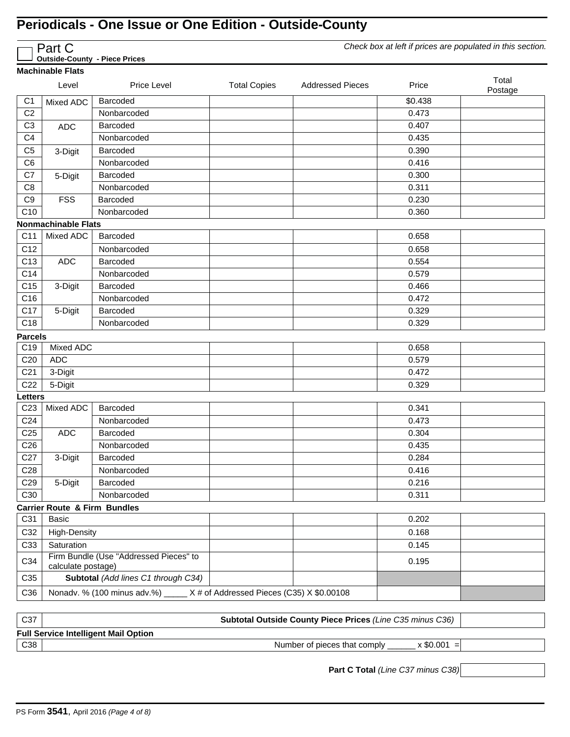# Periodicals - One Issue or One Edition - Outside-County

☐ Part C
**Outside-County - Piece Prices**

*Check box at left if prices are populated in this section.*

| | Level | Price Level | Total Copies | Addressed Pieces | Price | Total Postage |
|---|---|---|---|---|---|---|
| **Machinable Flats** | | | | | | |
| C1 | Mixed ADC | Barcoded | | | $0.438 | |
| C2 | | Nonbarcoded | | | 0.473 | |
| C3 | ADC | Barcoded | | | 0.407 | |
| C4 | | Nonbarcoded | | | 0.435 | |
| C5 | 3-Digit | Barcoded | | | 0.390 | |
| C6 | | Nonbarcoded | | | 0.416 | |
| C7 | 5-Digit | Barcoded | | | 0.300 | |
| C8 | | Nonbarcoded | | | 0.311 | |
| C9 | FSS | Barcoded | | | 0.230 | |
| C10 | | Nonbarcoded | | | 0.360 | |
| **Nonmachinable Flats** | | | | | | |
| C11 | Mixed ADC | Barcoded | | | 0.658 | |
| C12 | | Nonbarcoded | | | 0.658 | |
| C13 | ADC | Barcoded | | | 0.554 | |
| C14 | | Nonbarcoded | | | 0.579 | |
| C15 | 3-Digit | Barcoded | | | 0.466 | |
| C16 | | Nonbarcoded | | | 0.472 | |
| C17 | 5-Digit | Barcoded | | | 0.329 | |
| C18 | | Nonbarcoded | | | 0.329 | |
| **Parcels** | | | | | | |
| C19 | Mixed ADC | | | | 0.658 | |
| C20 | ADC | | | | 0.579 | |
| C21 | 3-Digit | | | | 0.472 | |
| C22 | 5-Digit | | | | 0.329 | |
| **Letters** | | | | | | |
| C23 | Mixed ADC | Barcoded | | | 0.341 | |
| C24 | | Nonbarcoded | | | 0.473 | |
| C25 | ADC | Barcoded | | | 0.304 | |
| C26 | | Nonbarcoded | | | 0.435 | |
| C27 | 3-Digit | Barcoded | | | 0.284 | |
| C28 | | Nonbarcoded | | | 0.416 | |
| C29 | 5-Digit | Barcoded | | | 0.216 | |
| C30 | | Nonbarcoded | | | 0.311 | |
| **Carrier Route & Firm Bundles** | | | | | | |
| C31 | Basic | | | | 0.202 | |
| C32 | High-Density | | | | 0.168 | |
| C33 | Saturation | | | | 0.145 | |
| C34 | Firm Bundle (Use "Addressed Pieces" to calculate postage) | | | | 0.195 | |
| C35 | **Subtotal** *(Add lines C1 through C34)* | | | | | |
| C36 | Nonadv. % (100 minus adv.%) _____ X # of Addressed Pieces (C35) X $0.00108 | | | | | |

| | | |
|---|---|---|
| C37 | **Subtotal Outside County Piece Prices** *(Line C35 minus C36)* | |
| **Full Service Intelligent Mail Option** | | |
| C38 | Number of pieces that comply ______ x $0.001 = | |

**Part C Total** *(Line C37 minus C38)* ______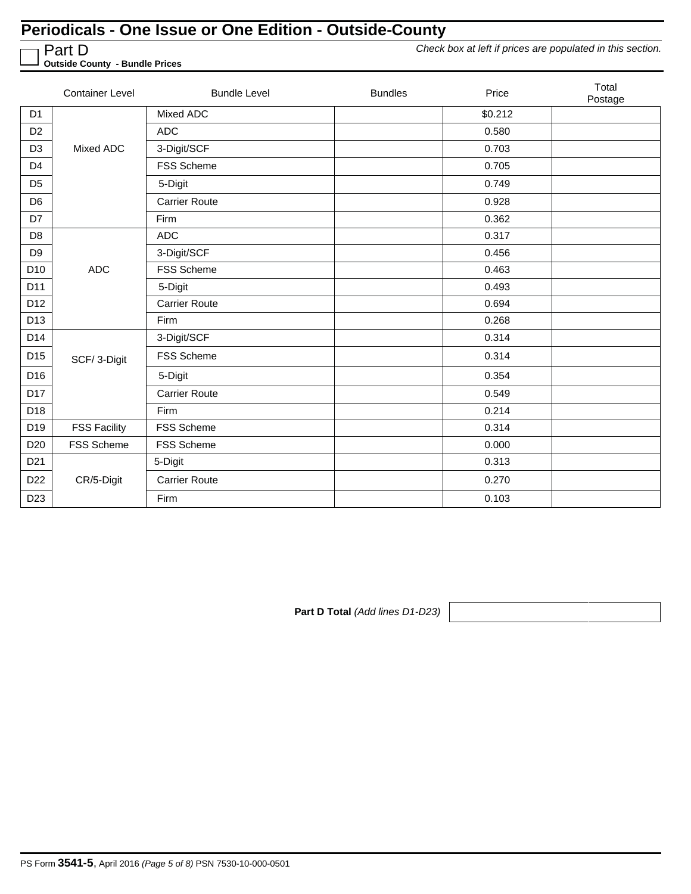# Periodicals - One Issue or One Edition - Outside-County

☐ Part D
**Outside County - Bundle Prices**

*Check box at left if prices are populated in this section.*

| | Container Level | Bundle Level | Bundles | Price | Total Postage |
|---|---|---|---|---|---|
| D1 | Mixed ADC | Mixed ADC | | $0.212 | |
| D2 | | ADC | | 0.580 | |
| D3 | | 3-Digit/SCF | | 0.703 | |
| D4 | | FSS Scheme | | 0.705 | |
| D5 | | 5-Digit | | 0.749 | |
| D6 | | Carrier Route | | 0.928 | |
| D7 | | Firm | | 0.362 | |
| D8 | ADC | ADC | | 0.317 | |
| D9 | | 3-Digit/SCF | | 0.456 | |
| D10 | | FSS Scheme | | 0.463 | |
| D11 | | 5-Digit | | 0.493 | |
| D12 | | Carrier Route | | 0.694 | |
| D13 | | Firm | | 0.268 | |
| D14 | SCF/ 3-Digit | 3-Digit/SCF | | 0.314 | |
| D15 | | FSS Scheme | | 0.314 | |
| D16 | | 5-Digit | | 0.354 | |
| D17 | | Carrier Route | | 0.549 | |
| D18 | | Firm | | 0.214 | |
| D19 | FSS Facility | FSS Scheme | | 0.314 | |
| D20 | FSS Scheme | FSS Scheme | | 0.000 | |
| D21 | CR/5-Digit | 5-Digit | | 0.313 | |
| D22 | | Carrier Route | | 0.270 | |
| D23 | | Firm | | 0.103 | |

**Part D Total** *(Add lines D1-D23)*

PS Form **3541-5**, April 2016 *(Page 5 of 8)* PSN 7530-10-000-0501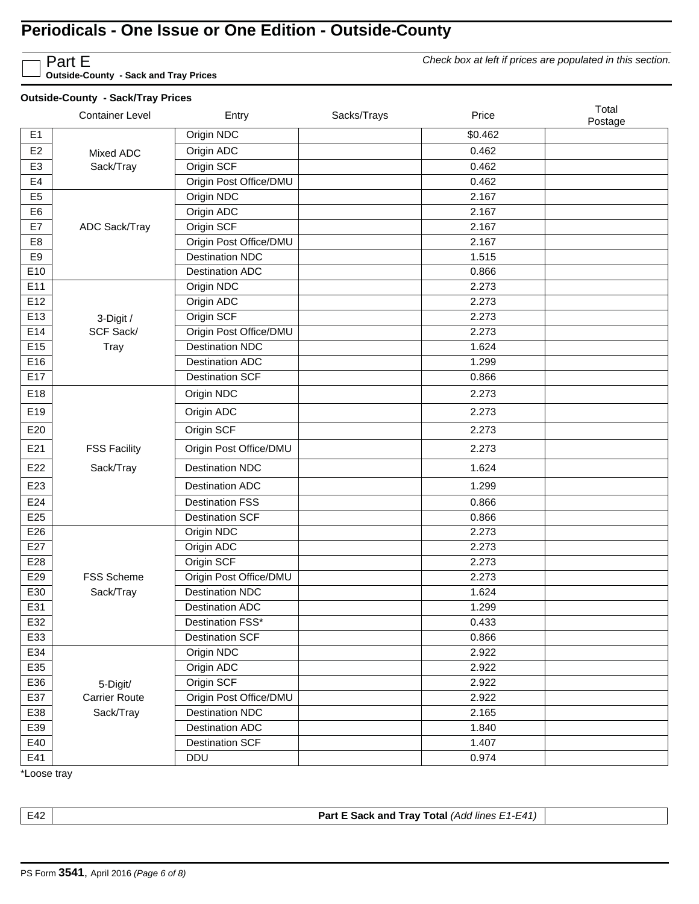# Periodicals - One Issue or One Edition - Outside-County

☐ Part E
**Outside-County - Sack and Tray Prices**

*Check box at left if prices are populated in this section.*

**Outside-County - Sack/Tray Prices**

| | Container Level | Entry | Sacks/Trays | Price | Total Postage |
|---|---|---|---|---|---|
| E1 | Mixed ADC Sack/Tray | Origin NDC | | $0.462 | |
| E2 | | Origin ADC | | 0.462 | |
| E3 | | Origin SCF | | 0.462 | |
| E4 | | Origin Post Office/DMU | | 0.462 | |
| E5 | ADC Sack/Tray | Origin NDC | | 2.167 | |
| E6 | | Origin ADC | | 2.167 | |
| E7 | | Origin SCF | | 2.167 | |
| E8 | | Origin Post Office/DMU | | 2.167 | |
| E9 | | Destination NDC | | 1.515 | |
| E10 | | Destination ADC | | 0.866 | |
| E11 | 3-Digit / SCF Sack/ Tray | Origin NDC | | 2.273 | |
| E12 | | Origin ADC | | 2.273 | |
| E13 | | Origin SCF | | 2.273 | |
| E14 | | Origin Post Office/DMU | | 2.273 | |
| E15 | | Destination NDC | | 1.624 | |
| E16 | | Destination ADC | | 1.299 | |
| E17 | | Destination SCF | | 0.866 | |
| E18 | FSS Facility Sack/Tray | Origin NDC | | 2.273 | |
| E19 | | Origin ADC | | 2.273 | |
| E20 | | Origin SCF | | 2.273 | |
| E21 | | Origin Post Office/DMU | | 2.273 | |
| E22 | | Destination NDC | | 1.624 | |
| E23 | | Destination ADC | | 1.299 | |
| E24 | | Destination FSS | | 0.866 | |
| E25 | | Destination SCF | | 0.866 | |
| E26 | FSS Scheme Sack/Tray | Origin NDC | | 2.273 | |
| E27 | | Origin ADC | | 2.273 | |
| E28 | | Origin SCF | | 2.273 | |
| E29 | | Origin Post Office/DMU | | 2.273 | |
| E30 | | Destination NDC | | 1.624 | |
| E31 | | Destination ADC | | 1.299 | |
| E32 | | Destination FSS* | | 0.433 | |
| E33 | | Destination SCF | | 0.866 | |
| E34 | 5-Digit/ Carrier Route Sack/Tray | Origin NDC | | 2.922 | |
| E35 | | Origin ADC | | 2.922 | |
| E36 | | Origin SCF | | 2.922 | |
| E37 | | Origin Post Office/DMU | | 2.922 | |
| E38 | | Destination NDC | | 2.165 | |
| E39 | | Destination ADC | | 1.840 | |
| E40 | | Destination SCF | | 1.407 | |
| E41 | | DDU | | 0.974 | |

*Loose tray

| | | |
|---|---|---|
| E42 | **Part E Sack and Tray Total** *(Add lines E1-E41)* | |

PS Form **3541**, April 2016 *(Page 6 of 8)*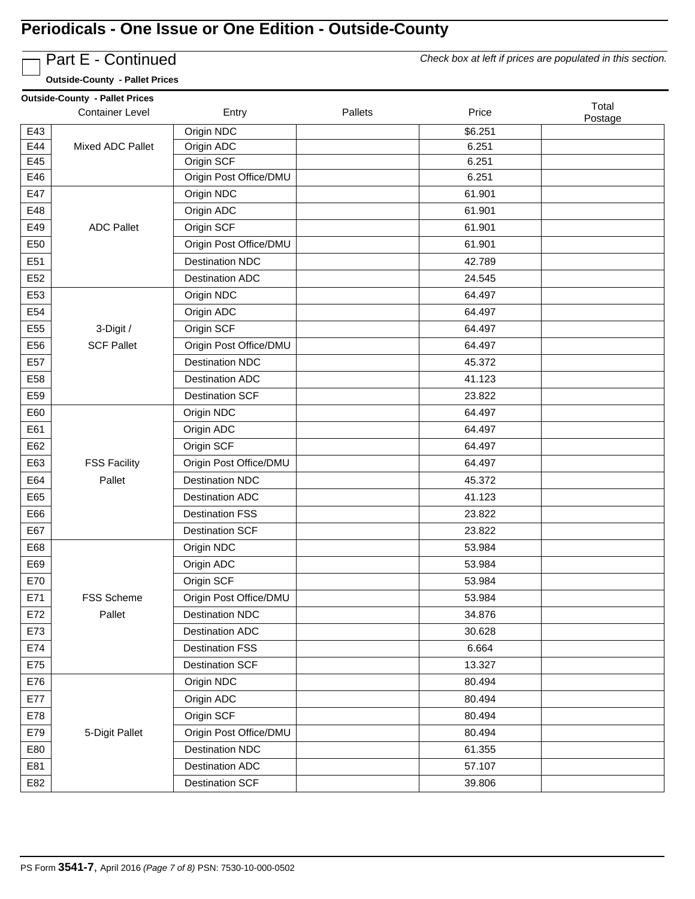# Periodicals - One Issue or One Edition - Outside-County

## Part E - Continued

*Check box at left if prices are populated in this section.*

**Outside-County - Pallet Prices**

**Outside-County - Pallet Prices**

| | Container Level | Entry | Pallets | Price | Total Postage |
|---|---|---|---|---|---|
| E43 | Mixed ADC Pallet | Origin NDC | | $6.251 | |
| E44 | | Origin ADC | | 6.251 | |
| E45 | | Origin SCF | | 6.251 | |
| E46 | | Origin Post Office/DMU | | 6.251 | |
| E47 | ADC Pallet | Origin NDC | | 61.901 | |
| E48 | | Origin ADC | | 61.901 | |
| E49 | | Origin SCF | | 61.901 | |
| E50 | | Origin Post Office/DMU | | 61.901 | |
| E51 | | Destination NDC | | 42.789 | |
| E52 | | Destination ADC | | 24.545 | |
| E53 | 3-Digit / SCF Pallet | Origin NDC | | 64.497 | |
| E54 | | Origin ADC | | 64.497 | |
| E55 | | Origin SCF | | 64.497 | |
| E56 | | Origin Post Office/DMU | | 64.497 | |
| E57 | | Destination NDC | | 45.372 | |
| E58 | | Destination ADC | | 41.123 | |
| E59 | | Destination SCF | | 23.822 | |
| E60 | FSS Facility Pallet | Origin NDC | | 64.497 | |
| E61 | | Origin ADC | | 64.497 | |
| E62 | | Origin SCF | | 64.497 | |
| E63 | | Origin Post Office/DMU | | 64.497 | |
| E64 | | Destination NDC | | 45.372 | |
| E65 | | Destination ADC | | 41.123 | |
| E66 | | Destination FSS | | 23.822 | |
| E67 | | Destination SCF | | 23.822 | |
| E68 | FSS Scheme Pallet | Origin NDC | | 53.984 | |
| E69 | | Origin ADC | | 53.984 | |
| E70 | | Origin SCF | | 53.984 | |
| E71 | | Origin Post Office/DMU | | 53.984 | |
| E72 | | Destination NDC | | 34.876 | |
| E73 | | Destination ADC | | 30.628 | |
| E74 | | Destination FSS | | 6.664 | |
| E75 | | Destination SCF | | 13.327 | |
| E76 | 5-Digit Pallet | Origin NDC | | 80.494 | |
| E77 | | Origin ADC | | 80.494 | |
| E78 | | Origin SCF | | 80.494 | |
| E79 | | Origin Post Office/DMU | | 80.494 | |
| E80 | | Destination NDC | | 61.355 | |
| E81 | | Destination ADC | | 57.107 | |
| E82 | | Destination SCF | | 39.806 | |

PS Form **3541-7**, April 2016 *(Page 7 of 8)* PSN: 7530-10-000-0502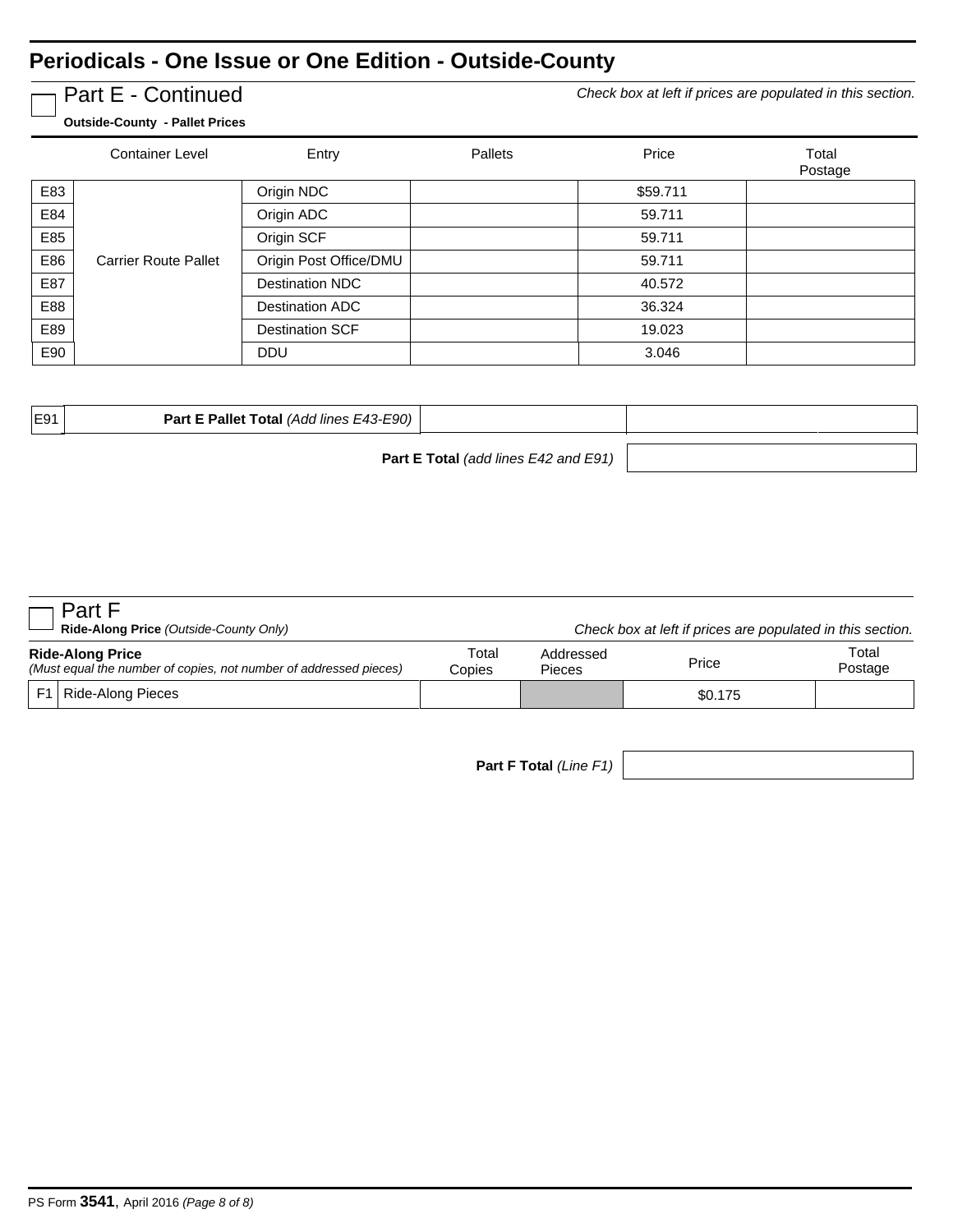## Periodicals - One Issue or One Edition - Outside-County

### Part E - Continued

☐ *Check box at left if prices are populated in this section.*

**Outside-County - Pallet Prices**

| | Container Level | Entry | Pallets | Price | Total Postage |
|---|---|---|---|---|---|
| E83 | Carrier Route Pallet | Origin NDC | | $59.711 | |
| E84 | | Origin ADC | | 59.711 | |
| E85 | | Origin SCF | | 59.711 | |
| E86 | | Origin Post Office/DMU | | 59.711 | |
| E87 | | Destination NDC | | 40.572 | |
| E88 | | Destination ADC | | 36.324 | |
| E89 | | Destination SCF | | 19.023 | |
| E90 | | DDU | | 3.046 | |

| | | | |
|---|---|---|---|
| E91 | **Part E Pallet Total** *(Add lines E43-E90)* | | |

**Part E Total** *(add lines E42 and E91)* ________

### Part F

☐ **Ride-Along Price** *(Outside-County Only)*

*Check box at left if prices are populated in this section.*

| | **Ride-Along Price** *(Must equal the number of copies, not number of addressed pieces)* | Total Copies | Addressed Pieces | Price | Total Postage |
|---|---|---|---|---|---|
| F1 | Ride-Along Pieces | | | $0.175 | |

**Part F Total** *(Line F1)* ________

PS Form **3541**, April 2016 *(Page 8 of 8)*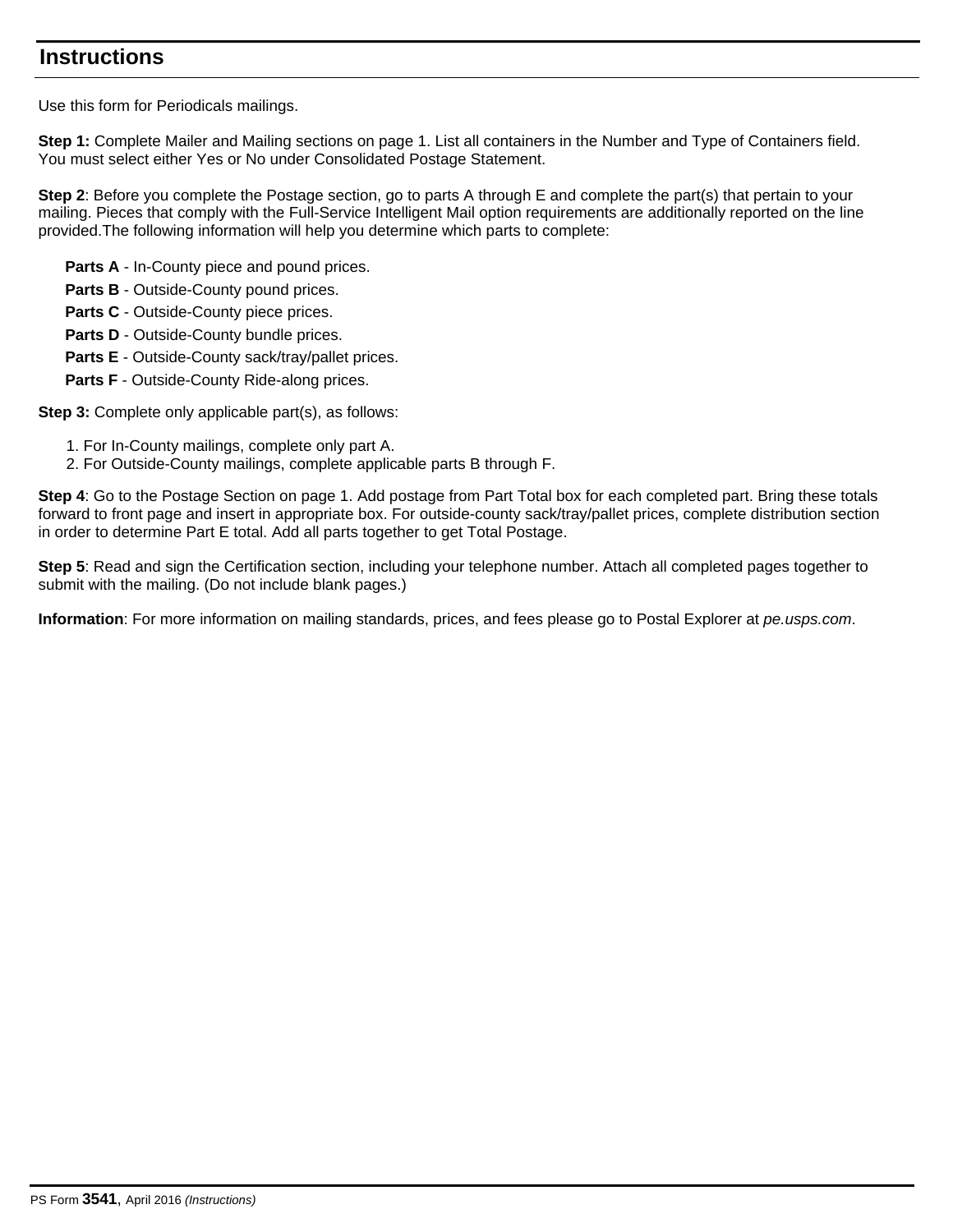## Instructions

Use this form for Periodicals mailings.

**Step 1:** Complete Mailer and Mailing sections on page 1. List all containers in the Number and Type of Containers field. You must select either Yes or No under Consolidated Postage Statement.

**Step 2**: Before you complete the Postage section, go to parts A through E and complete the part(s) that pertain to your mailing. Pieces that comply with the Full-Service Intelligent Mail option requirements are additionally reported on the line provided.The following information will help you determine which parts to complete:

- **Parts A** - In-County piece and pound prices.
- **Parts B** - Outside-County pound prices.
- **Parts C** - Outside-County piece prices.
- **Parts D** - Outside-County bundle prices.
- **Parts E** - Outside-County sack/tray/pallet prices.
- **Parts F** - Outside-County Ride-along prices.

**Step 3:** Complete only applicable part(s), as follows:

1. For In-County mailings, complete only part A.
2. For Outside-County mailings, complete applicable parts B through F.

**Step 4**: Go to the Postage Section on page 1. Add postage from Part Total box for each completed part. Bring these totals forward to front page and insert in appropriate box. For outside-county sack/tray/pallet prices, complete distribution section in order to determine Part E total. Add all parts together to get Total Postage.

**Step 5**: Read and sign the Certification section, including your telephone number. Attach all completed pages together to submit with the mailing. (Do not include blank pages.)

**Information**: For more information on mailing standards, prices, and fees please go to Postal Explorer at *pe.usps.com*.

PS Form **3541**, April 2016 *(Instructions)*